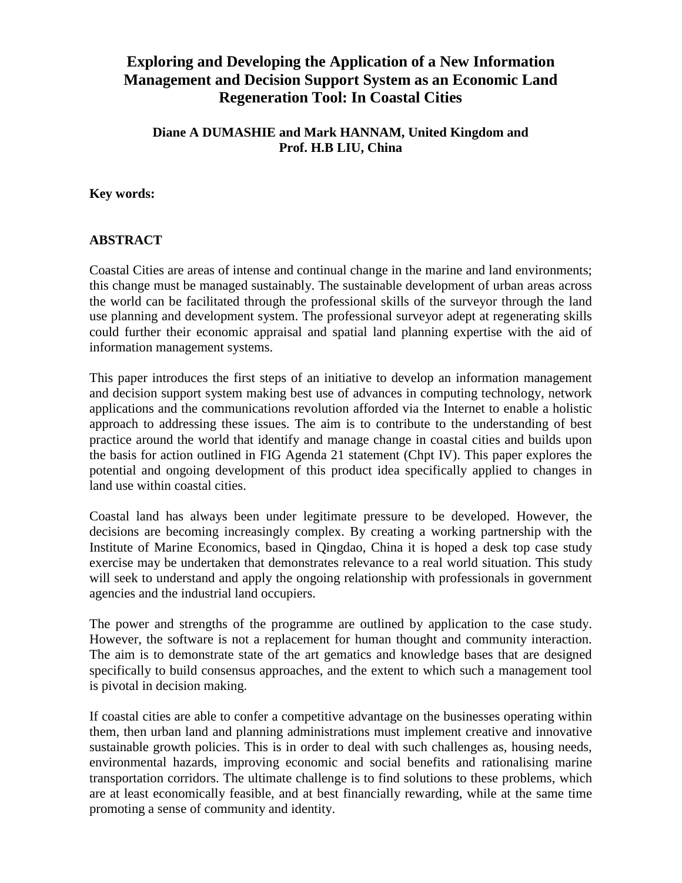# Exploring and Developing the Application of a New Information Management and Decision Support System as an Economic Land Regeneration Tool: In Coastal Cities

**Diane A DUMASHIE and Mark HANNAM, United Kingdom and Prof. H.B LIU, China**

**Key words:**

## ABSTRACT

Coastal Cities are areas of intense and continual change in the marine and land environments; this change must be managed sustainably. The sustainable development of urban areas across the world can be facilitated through the professional skills of the surveyor through the land use planning and development system. The professional surveyor adept at regenerating skills could further their economic appraisal and spatial land planning expertise with the aid of information management systems.

This paper introduces the first steps of an initiative to develop an information management and decision support system making best use of advances in computing technology, network applications and the communications revolution afforded via the Internet to enable a holistic approach to addressing these issues. The aim is to contribute to the understanding of best practice around the world that identify and manage change in coastal cities and builds upon the basis for action outlined in FIG Agenda 21 statement (Chpt IV). This paper explores the potential and ongoing development of this product idea specifically applied to changes in land use within coastal cities.

Coastal land has always been under legitimate pressure to be developed. However, the decisions are becoming increasingly complex. By creating a working partnership with the Institute of Marine Economics, based in Qingdao, China it is hoped a desk top case study exercise may be undertaken that demonstrates relevance to a real world situation. This study will seek to understand and apply the ongoing relationship with professionals in government agencies and the industrial land occupiers.

The power and strengths of the programme are outlined by application to the case study. However, the software is not a replacement for human thought and community interaction. The aim is to demonstrate state of the art gematics and knowledge bases that are designed specifically to build consensus approaches, and the extent to which such a management tool is pivotal in decision making.

If coastal cities are able to confer a competitive advantage on the businesses operating within them, then urban land and planning administrations must implement creative and innovative sustainable growth policies. This is in order to deal with such challenges as, housing needs, environmental hazards, improving economic and social benefits and rationalising marine transportation corridors. The ultimate challenge is to find solutions to these problems, which are at least economically feasible, and at best financially rewarding, while at the same time promoting a sense of community and identity.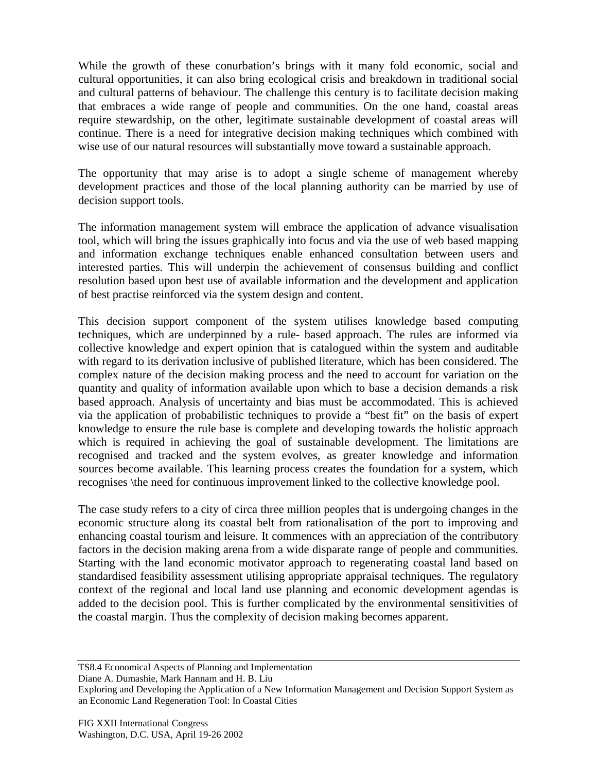While the growth of these conurbation's brings with it many fold economic, social and cultural opportunities, it can also bring ecological crisis and breakdown in traditional social and cultural patterns of behaviour. The challenge this century is to facilitate decision making that embraces a wide range of people and communities. On the one hand, coastal areas require stewardship, on the other, legitimate sustainable development of coastal areas will continue. There is a need for integrative decision making techniques which combined with wise use of our natural resources will substantially move toward a sustainable approach.

The opportunity that may arise is to adopt a single scheme of management whereby development practices and those of the local planning authority can be married by use of decision support tools.

The information management system will embrace the application of advance visualisation tool, which will bring the issues graphically into focus and via the use of web based mapping and information exchange techniques enable enhanced consultation between users and interested parties. This will underpin the achievement of consensus building and conflict resolution based upon best use of available information and the development and application of best practise reinforced via the system design and content.

This decision support component of the system utilises knowledge based computing techniques, which are underpinned by a rule- based approach. The rules are informed via collective knowledge and expert opinion that is catalogued within the system and auditable with regard to its derivation inclusive of published literature, which has been considered. The complex nature of the decision making process and the need to account for variation on the quantity and quality of information available upon which to base a decision demands a risk based approach. Analysis of uncertainty and bias must be accommodated. This is achieved via the application of probabilistic techniques to provide a "best fit" on the basis of expert knowledge to ensure the rule base is complete and developing towards the holistic approach which is required in achieving the goal of sustainable development. The limitations are recognised and tracked and the system evolves, as greater knowledge and information sources become available. This learning process creates the foundation for a system, which recognises \the need for continuous improvement linked to the collective knowledge pool.

The case study refers to a city of circa three million peoples that is undergoing changes in the economic structure along its coastal belt from rationalisation of the port to improving and enhancing coastal tourism and leisure. It commences with an appreciation of the contributory factors in the decision making arena from a wide disparate range of people and communities. Starting with the land economic motivator approach to regenerating coastal land based on standardised feasibility assessment utilising appropriate appraisal techniques. The regulatory context of the regional and local land use planning and economic development agendas is added to the decision pool. This is further complicated by the environmental sensitivities of the coastal margin. Thus the complexity of decision making becomes apparent.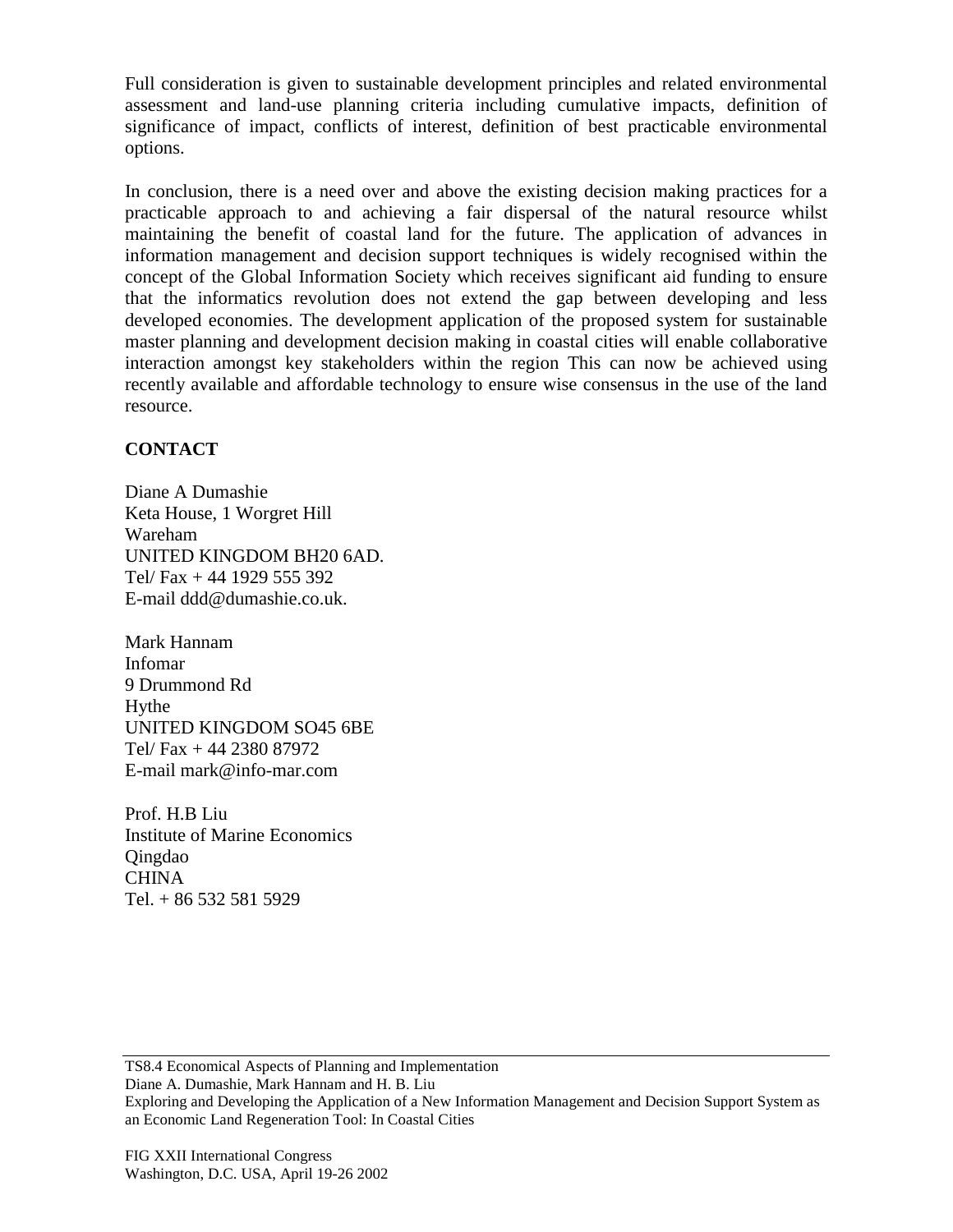Full consideration is given to sustainable development principles and related environmental assessment and land-use planning criteria including cumulative impacts, definition of significance of impact, conflicts of interest, definition of best practicable environmental options.

In conclusion, there is a need over and above the existing decision making practices for a practicable approach to and achieving a fair dispersal of the natural resource whilst maintaining the benefit of coastal land for the future. The application of advances in information management and decision support techniques is widely recognised within the concept of the Global Information Society which receives significant aid funding to ensure that the informatics revolution does not extend the gap between developing and less developed economies. The development application of the proposed system for sustainable master planning and development decision making in coastal cities will enable collaborative interaction amongst key stakeholders within the region This can now be achieved using recently available and affordable technology to ensure wise consensus in the use of the land resource.

## CONTACT

Diane A Dumashie
Keta House, 1 Worgret Hill
Wareham
UNITED KINGDOM BH20 6AD.
Tel/ Fax + 44 1929 555 392
E-mail ddd@dumashie.co.uk.

Mark Hannam
Infomar
9 Drummond Rd
Hythe
UNITED KINGDOM SO45 6BE
Tel/ Fax + 44 2380 87972
E-mail mark@info-mar.com

Prof. H.B Liu
Institute of Marine Economics
Qingdao
CHINA
Tel. + 86 532 581 5929